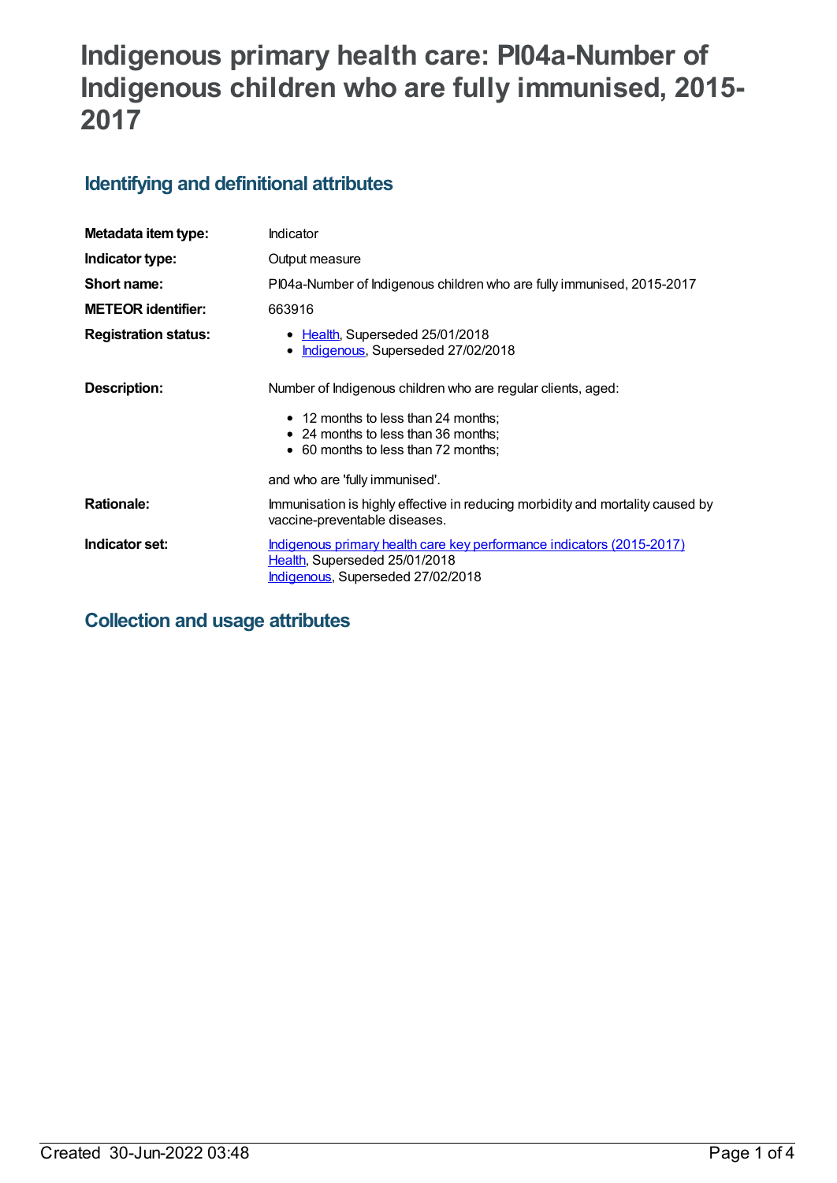# Indigenous primary health care: PI04a-Number of Indigenous children who are fully immunised, 2015-2017

## Identifying and definitional attributes

| | |
|---|---|
| **Metadata item type:** | Indicator |
| **Indicator type:** | Output measure |
| **Short name:** | PI04a-Number of Indigenous children who are fully immunised, 2015-2017 |
| **METEOR identifier:** | 663916 |
| **Registration status:** | • Health, Superseded 25/01/2018<br>• Indigenous, Superseded 27/02/2018 |
| **Description:** | Number of Indigenous children who are regular clients, aged:<br>• 12 months to less than 24 months;<br>• 24 months to less than 36 months;<br>• 60 months to less than 72 months;<br>and who are 'fully immunised'. |
| **Rationale:** | Immunisation is highly effective in reducing morbidity and mortality caused by vaccine-preventable diseases. |
| **Indicator set:** | Indigenous primary health care key performance indicators (2015-2017)<br>Health, Superseded 25/01/2018<br>Indigenous, Superseded 27/02/2018 |

## Collection and usage attributes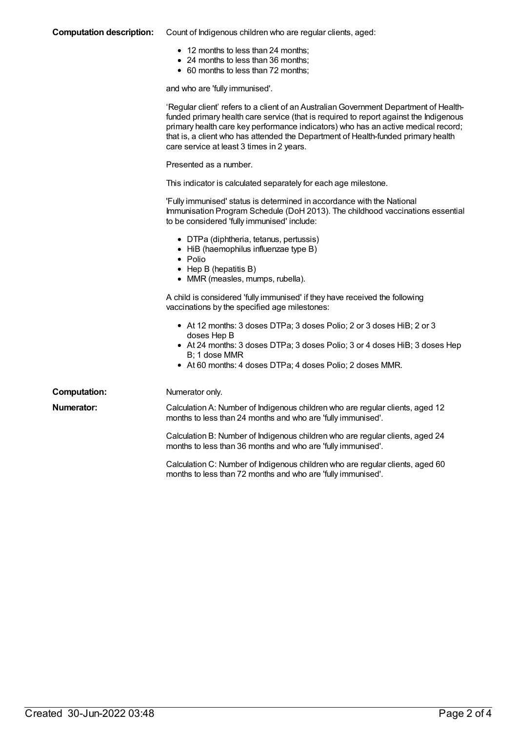**Computation description:** Count of Indigenous children who are regular clients, aged:

- 12 months to less than 24 months;
- 24 months to less than 36 months;
- 60 months to less than 72 months;

and who are 'fully immunised'.

'Regular client' refers to a client of an Australian Government Department of Health-funded primary health care service (that is required to report against the Indigenous primary health care key performance indicators) who has an active medical record; that is, a client who has attended the Department of Health-funded primary health care service at least 3 times in 2 years.

Presented as a number.

This indicator is calculated separately for each age milestone.

'Fully immunised' status is determined in accordance with the National Immunisation Program Schedule (DoH 2013). The childhood vaccinations essential to be considered 'fully immunised' include:

- DTPa (diphtheria, tetanus, pertussis)
- HiB (haemophilus influenzae type B)
- Polio
- Hep B (hepatitis B)
- MMR (measles, mumps, rubella).

A child is considered 'fully immunised' if they have received the following vaccinations by the specified age milestones:

- At 12 months: 3 doses DTPa; 3 doses Polio; 2 or 3 doses HiB; 2 or 3 doses Hep B
- At 24 months: 3 doses DTPa; 3 doses Polio; 3 or 4 doses HiB; 3 doses Hep B; 1 dose MMR
- At 60 months: 4 doses DTPa; 4 doses Polio; 2 doses MMR.

**Computation:** Numerator only.

**Numerator:** Calculation A: Number of Indigenous children who are regular clients, aged 12 months to less than 24 months and who are 'fully immunised'.

Calculation B: Number of Indigenous children who are regular clients, aged 24 months to less than 36 months and who are 'fully immunised'.

Calculation C: Number of Indigenous children who are regular clients, aged 60 months to less than 72 months and who are 'fully immunised'.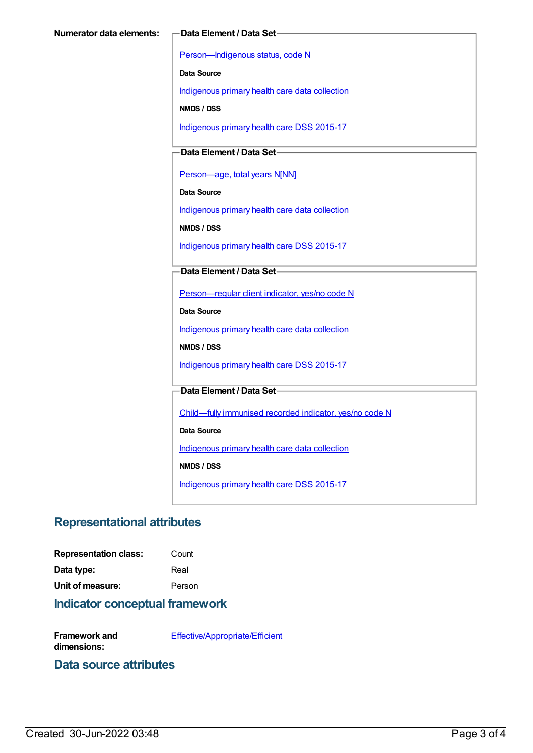**Numerator data elements:**

**Data Element / Data Set**

Person—Indigenous status, code N

**Data Source**

Indigenous primary health care data collection

**NMDS / DSS**

Indigenous primary health care DSS 2015-17

**Data Element / Data Set**

Person—age, total years N[NN]

**Data Source**

Indigenous primary health care data collection

**NMDS / DSS**

Indigenous primary health care DSS 2015-17

**Data Element / Data Set**

Person—regular client indicator, yes/no code N

**Data Source**

Indigenous primary health care data collection

**NMDS / DSS**

Indigenous primary health care DSS 2015-17

**Data Element / Data Set**

Child—fully immunised recorded indicator, yes/no code N

**Data Source**

Indigenous primary health care data collection

**NMDS / DSS**

Indigenous primary health care DSS 2015-17

## Representational attributes

**Representation class:** Count

**Data type:** Real

**Unit of measure:** Person

## Indicator conceptual framework

**Framework and dimensions:** Effective/Appropriate/Efficient

## Data source attributes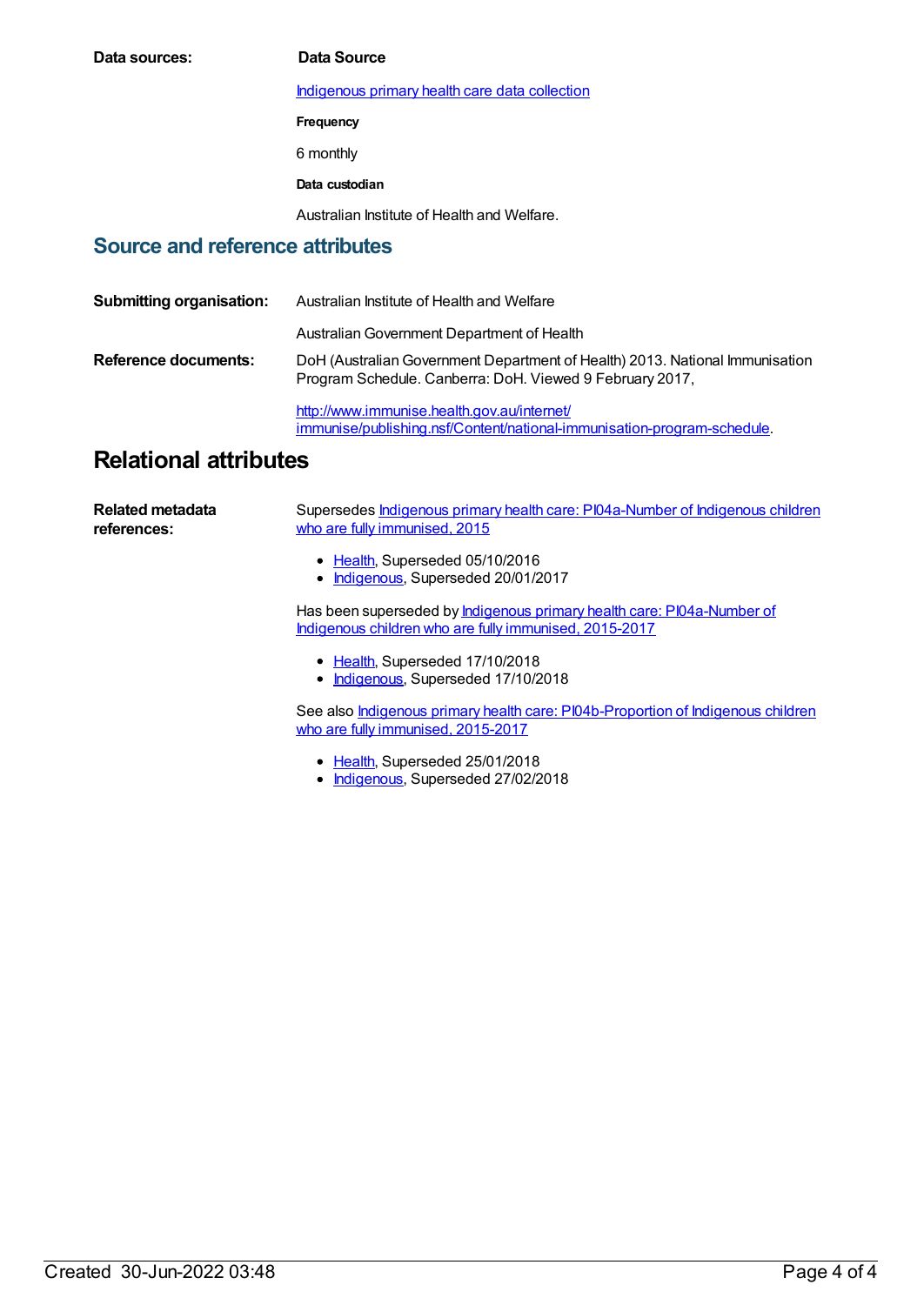**Data sources:**

**Data Source**

Indigenous primary health care data collection

**Frequency**

6 monthly

**Data custodian**

Australian Institute of Health and Welfare.

## Source and reference attributes

**Submitting organisation:** Australian Institute of Health and Welfare

Australian Government Department of Health

**Reference documents:** DoH (Australian Government Department of Health) 2013. National Immunisation Program Schedule. Canberra: DoH. Viewed 9 February 2017,

http://www.immunise.health.gov.au/internet/immunise/publishing.nsf/Content/national-immunisation-program-schedule.

# Relational attributes

**Related metadata references:**

Supersedes Indigenous primary health care: PI04a-Number of Indigenous children who are fully immunised, 2015

- Health, Superseded 05/10/2016
- Indigenous, Superseded 20/01/2017

Has been superseded by Indigenous primary health care: PI04a-Number of Indigenous children who are fully immunised, 2015-2017

- Health, Superseded 17/10/2018
- Indigenous, Superseded 17/10/2018

See also Indigenous primary health care: PI04b-Proportion of Indigenous children who are fully immunised, 2015-2017

- Health, Superseded 25/01/2018
- Indigenous, Superseded 27/02/2018